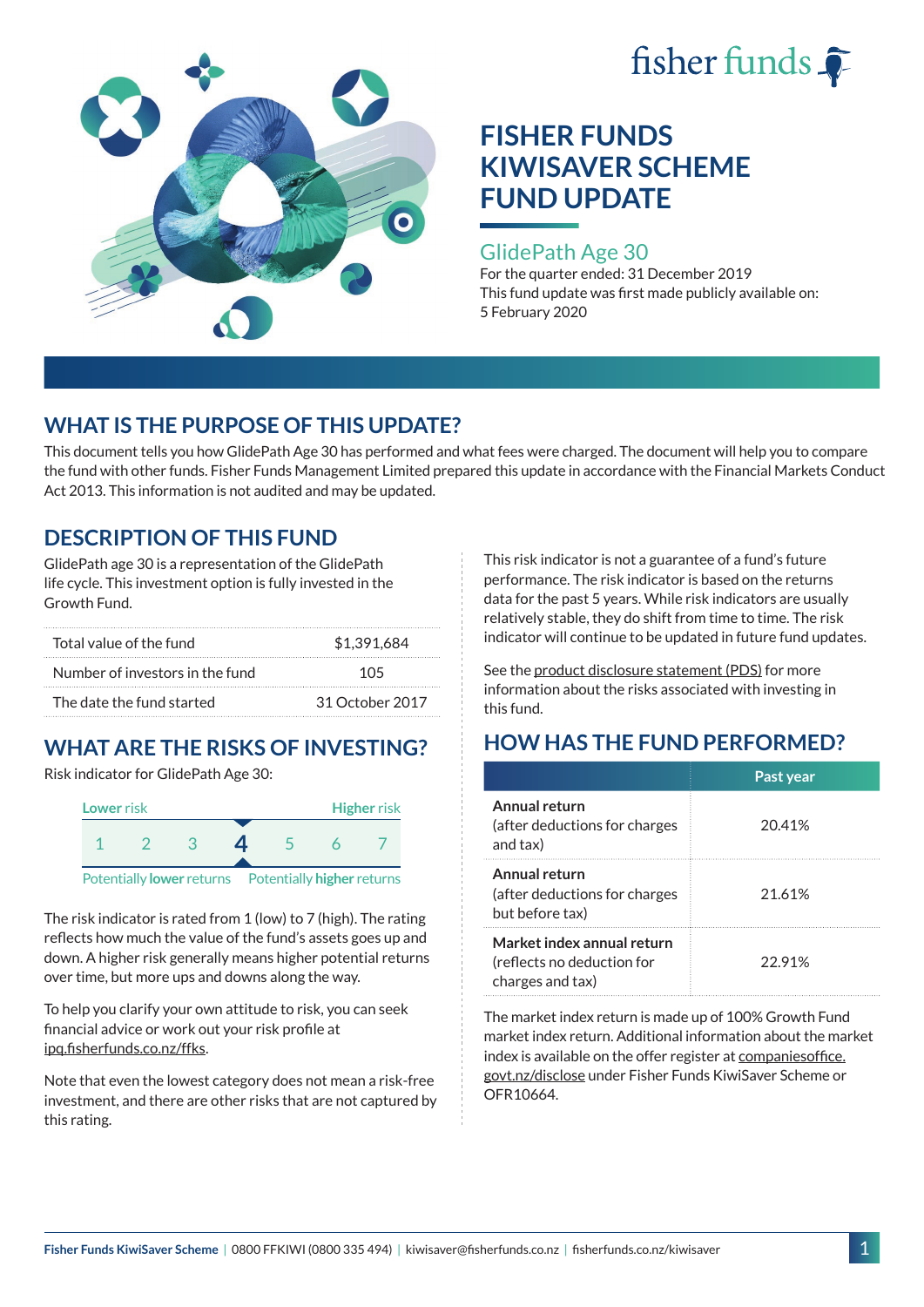# FISHER FUNDS KIWISAVER SCHEME FUND UPDATE

## GlidePath Age 30

For the quarter ended: 31 December 2019

This fund update was first made publicly available on: 5 February 2020

## WHAT IS THE PURPOSE OF THIS UPDATE?

This document tells you how GlidePath Age 30 has performed and what fees were charged. The document will help you to compare the fund with other funds. Fisher Funds Management Limited prepared this update in accordance with the Financial Markets Conduct Act 2013. This information is not audited and may be updated.

## DESCRIPTION OF THIS FUND

GlidePath age 30 is a representation of the GlidePath life cycle. This investment option is fully invested in the Growth Fund.

| | |
|---|---|
| Total value of the fund | $1,391,684 |
| Number of investors in the fund | 105 |
| The date the fund started | 31 October 2017 |

## WHAT ARE THE RISKS OF INVESTING?

Risk indicator for GlidePath Age 30:

Lower risk — Higher risk

1 2 3 **4** 5 6 7

Potentially **lower** returns — Potentially **higher** returns

The risk indicator is rated from 1 (low) to 7 (high). The rating reflects how much the value of the fund's assets goes up and down. A higher risk generally means higher potential returns over time, but more ups and downs along the way.

To help you clarify your own attitude to risk, you can seek financial advice or work out your risk profile at ipq.fisherfunds.co.nz/ffks.

Note that even the lowest category does not mean a risk-free investment, and there are other risks that are not captured by this rating.

This risk indicator is not a guarantee of a fund's future performance. The risk indicator is based on the returns data for the past 5 years. While risk indicators are usually relatively stable, they do shift from time to time. The risk indicator will continue to be updated in future fund updates.

See the product disclosure statement (PDS) for more information about the risks associated with investing in this fund.

## HOW HAS THE FUND PERFORMED?

| | Past year |
|---|---|
| **Annual return** (after deductions for charges and tax) | 20.41% |
| **Annual return** (after deductions for charges but before tax) | 21.61% |
| **Market index annual return** (reflects no deduction for charges and tax) | 22.91% |

The market index return is made up of 100% Growth Fund market index return. Additional information about the market index is available on the offer register at companiesoffice.govt.nz/disclose under Fisher Funds KiwiSaver Scheme or OFR10664.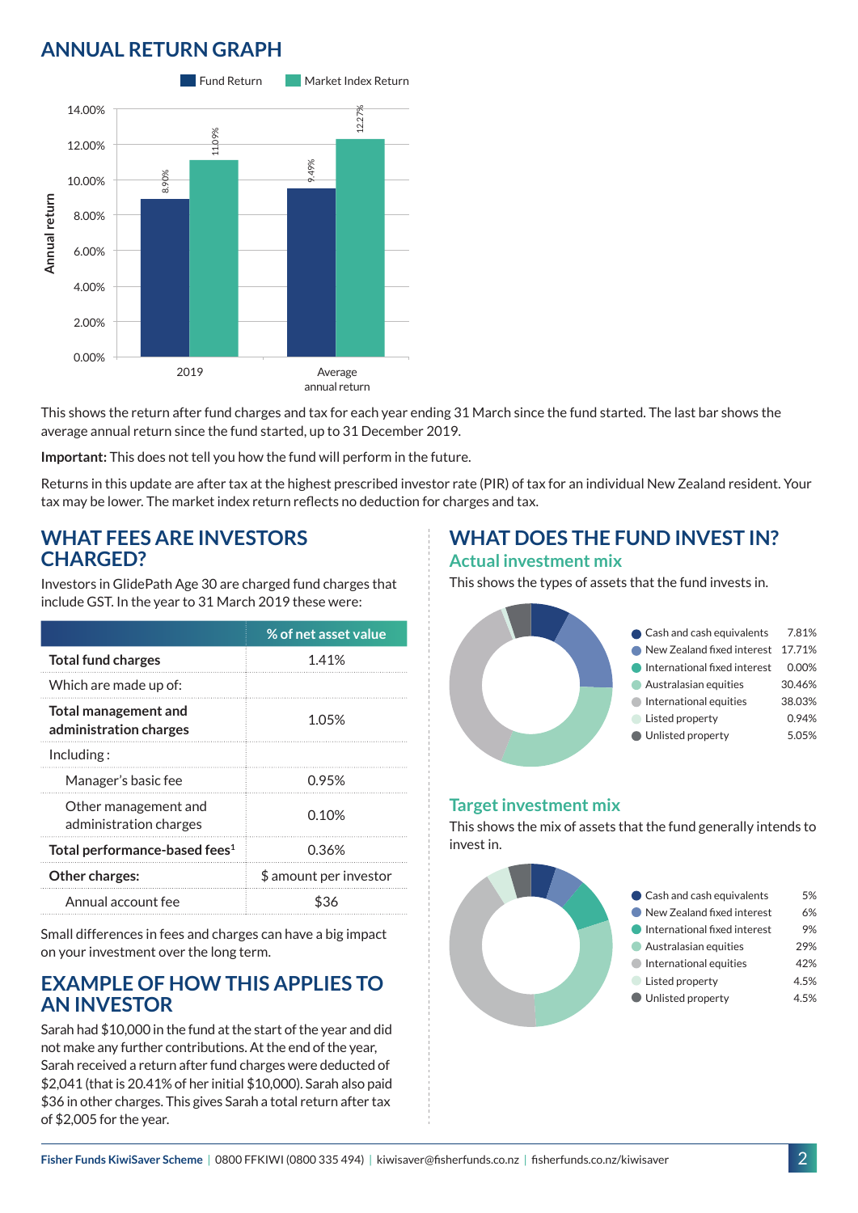## ANNUAL RETURN GRAPH

| | Fund Return | Market Index Return |
|---|---|---|
| 2019 | 8.90% | 11.09% |
| Average annual return | 9.49% | 12.27% |

This shows the return after fund charges and tax for each year ending 31 March since the fund started. The last bar shows the average annual return since the fund started, up to 31 December 2019.

**Important:** This does not tell you how the fund will perform in the future.

Returns in this update are after tax at the highest prescribed investor rate (PIR) of tax for an individual New Zealand resident. Your tax may be lower. The market index return reflects no deduction for charges and tax.

## WHAT FEES ARE INVESTORS CHARGED?

Investors in GlidePath Age 30 are charged fund charges that include GST. In the year to 31 March 2019 these were:

| | % of net asset value |
|---|---|
| **Total fund charges** | 1.41% |
| Which are made up of: | |
| **Total management and administration charges** | 1.05% |
| Including : | |
| Manager's basic fee | 0.95% |
| Other management and administration charges | 0.10% |
| **Total performance-based fees**[1] | 0.36% |
| **Other charges:** | $ amount per investor |
| Annual account fee | $36 |

Small differences in fees and charges can have a big impact on your investment over the long term.

## EXAMPLE OF HOW THIS APPLIES TO AN INVESTOR

Sarah had $10,000 in the fund at the start of the year and did not make any further contributions. At the end of the year, Sarah received a return after fund charges were deducted of $2,041 (that is 20.41% of her initial $10,000). Sarah also paid $36 in other charges. This gives Sarah a total return after tax of $2,005 for the year.

## WHAT DOES THE FUND INVEST IN?

### Actual investment mix

This shows the types of assets that the fund invests in.

| Asset | % |
|---|---|
| Cash and cash equivalents | 7.81% |
| New Zealand fixed interest | 17.71% |
| International fixed interest | 0.00% |
| Australasian equities | 30.46% |
| International equities | 38.03% |
| Listed property | 0.94% |
| Unlisted property | 5.05% |

### Target investment mix

This shows the mix of assets that the fund generally intends to invest in.

| Asset | % |
|---|---|
| Cash and cash equivalents | 5% |
| New Zealand fixed interest | 6% |
| International fixed interest | 9% |
| Australasian equities | 29% |
| International equities | 42% |
| Listed property | 4.5% |
| Unlisted property | 4.5% |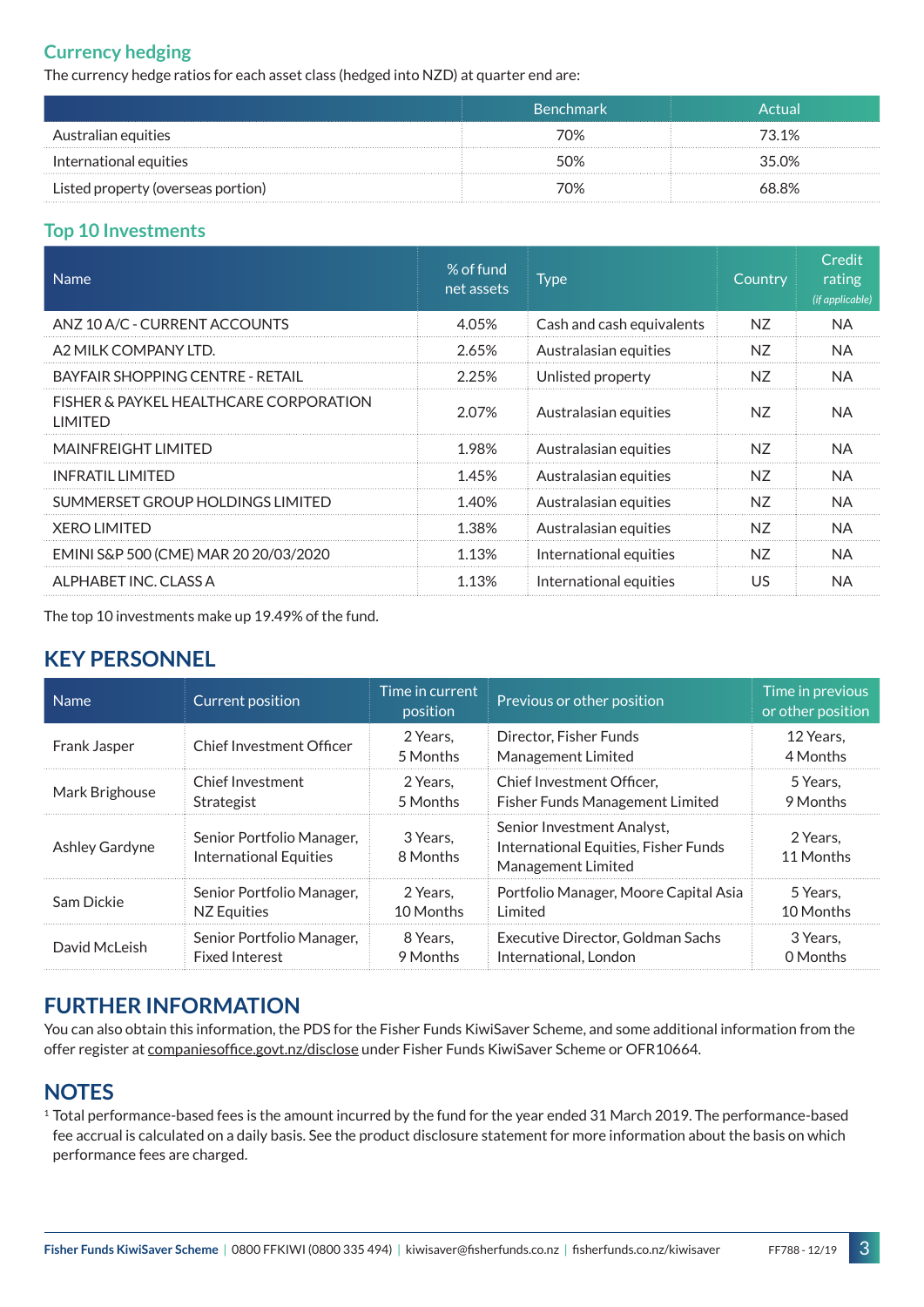## Currency hedging

The currency hedge ratios for each asset class (hedged into NZD) at quarter end are:

| | Benchmark | Actual |
|---|---|---|
| Australian equities | 70% | 73.1% |
| International equities | 50% | 35.0% |
| Listed property (overseas portion) | 70% | 68.8% |

## Top 10 Investments

| Name | % of fund net assets | Type | Country | Credit rating *(if applicable)* |
|---|---|---|---|---|
| ANZ 10 A/C - CURRENT ACCOUNTS | 4.05% | Cash and cash equivalents | NZ | NA |
| A2 MILK COMPANY LTD. | 2.65% | Australasian equities | NZ | NA |
| BAYFAIR SHOPPING CENTRE - RETAIL | 2.25% | Unlisted property | NZ | NA |
| FISHER & PAYKEL HEALTHCARE CORPORATION LIMITED | 2.07% | Australasian equities | NZ | NA |
| MAINFREIGHT LIMITED | 1.98% | Australasian equities | NZ | NA |
| INFRATIL LIMITED | 1.45% | Australasian equities | NZ | NA |
| SUMMERSET GROUP HOLDINGS LIMITED | 1.40% | Australasian equities | NZ | NA |
| XERO LIMITED | 1.38% | Australasian equities | NZ | NA |
| EMINI S&P 500 (CME) MAR 20 20/03/2020 | 1.13% | International equities | NZ | NA |
| ALPHABET INC. CLASS A | 1.13% | International equities | US | NA |

The top 10 investments make up 19.49% of the fund.

# KEY PERSONNEL

| Name | Current position | Time in current position | Previous or other position | Time in previous or other position |
|---|---|---|---|---|
| Frank Jasper | Chief Investment Officer | 2 Years, 5 Months | Director, Fisher Funds Management Limited | 12 Years, 4 Months |
| Mark Brighouse | Chief Investment Strategist | 2 Years, 5 Months | Chief Investment Officer, Fisher Funds Management Limited | 5 Years, 9 Months |
| Ashley Gardyne | Senior Portfolio Manager, International Equities | 3 Years, 8 Months | Senior Investment Analyst, International Equities, Fisher Funds Management Limited | 2 Years, 11 Months |
| Sam Dickie | Senior Portfolio Manager, NZ Equities | 2 Years, 10 Months | Portfolio Manager, Moore Capital Asia Limited | 5 Years, 10 Months |
| David McLeish | Senior Portfolio Manager, Fixed Interest | 8 Years, 9 Months | Executive Director, Goldman Sachs International, London | 3 Years, 0 Months |

# FURTHER INFORMATION

You can also obtain this information, the PDS for the Fisher Funds KiwiSaver Scheme, and some additional information from the offer register at companiesoffice.govt.nz/disclose under Fisher Funds KiwiSaver Scheme or OFR10664.

# NOTES

[1] Total performance-based fees is the amount incurred by the fund for the year ended 31 March 2019. The performance-based fee accrual is calculated on a daily basis. See the product disclosure statement for more information about the basis on which performance fees are charged.